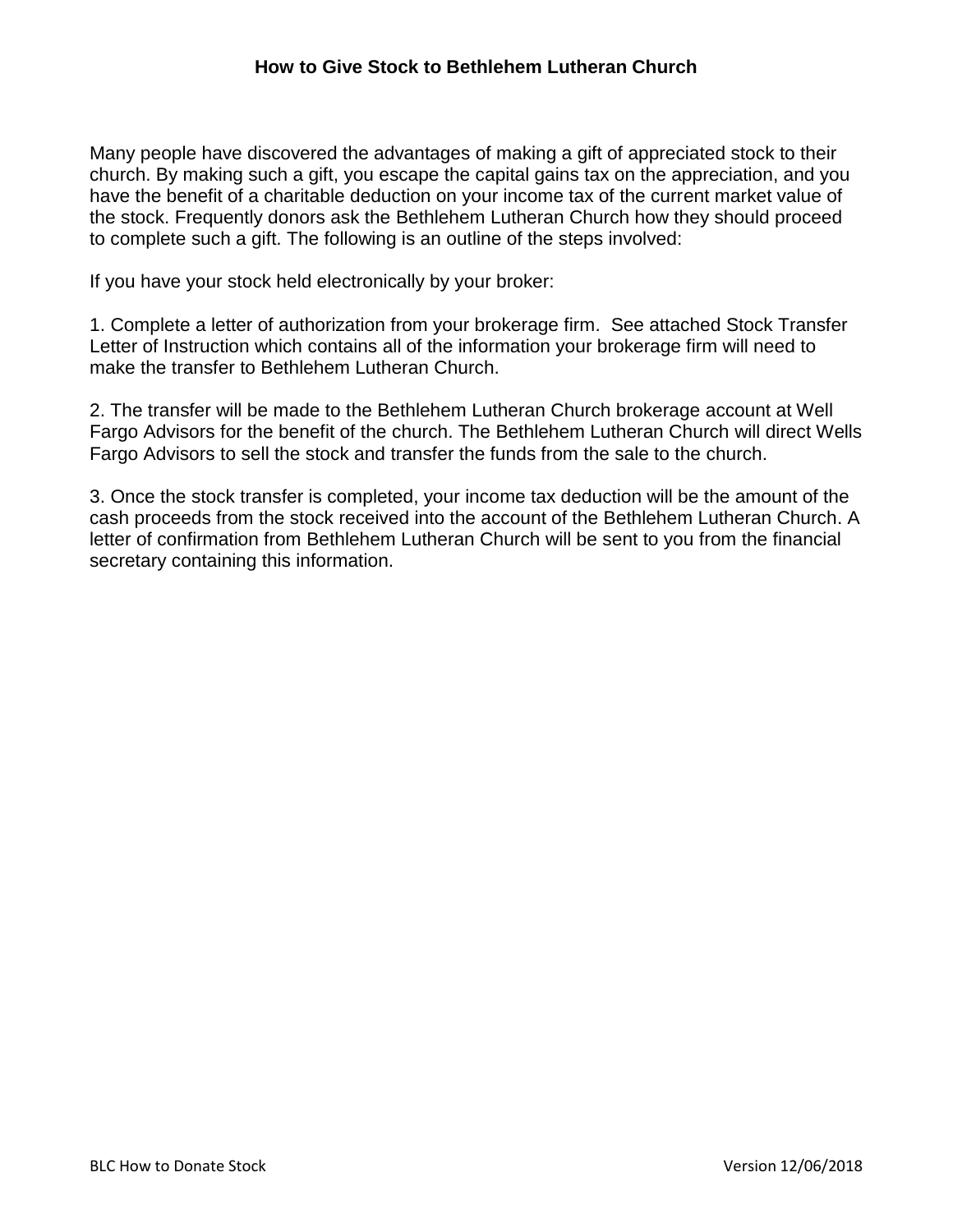# How to Give Stock to Bethlehem Lutheran Church

Many people have discovered the advantages of making a gift of appreciated stock to their church. By making such a gift, you escape the capital gains tax on the appreciation, and you have the benefit of a charitable deduction on your income tax of the current market value of the stock. Frequently donors ask the Bethlehem Lutheran Church how they should proceed to complete such a gift. The following is an outline of the steps involved:

If you have your stock held electronically by your broker:

1. Complete a letter of authorization from your brokerage firm. See attached Stock Transfer Letter of Instruction which contains all of the information your brokerage firm will need to make the transfer to Bethlehem Lutheran Church.

2. The transfer will be made to the Bethlehem Lutheran Church brokerage account at Well Fargo Advisors for the benefit of the church. The Bethlehem Lutheran Church will direct Wells Fargo Advisors to sell the stock and transfer the funds from the sale to the church.

3. Once the stock transfer is completed, your income tax deduction will be the amount of the cash proceeds from the stock received into the account of the Bethlehem Lutheran Church. A letter of confirmation from Bethlehem Lutheran Church will be sent to you from the financial secretary containing this information.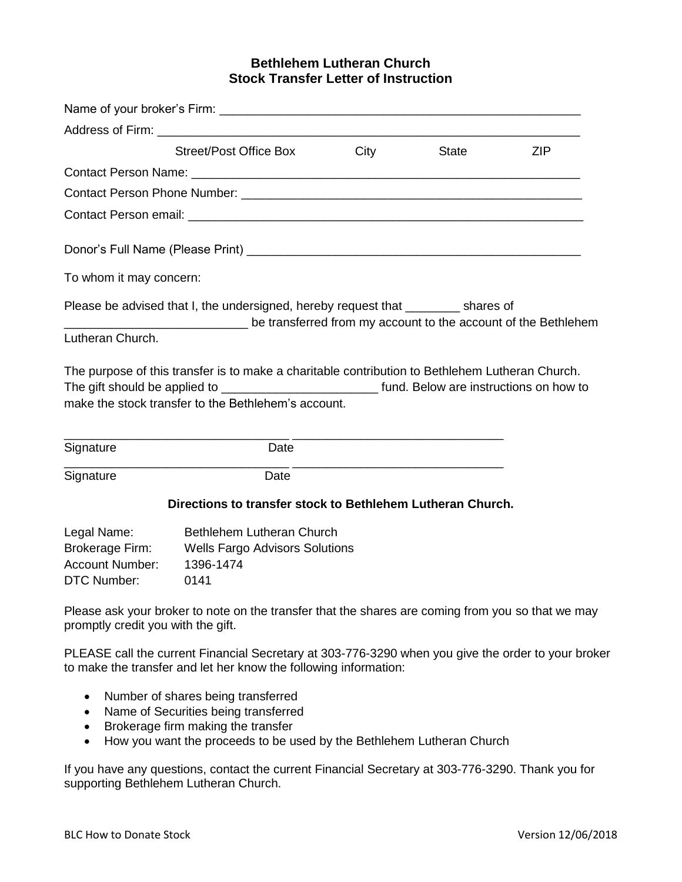## Bethlehem Lutheran Church
## Stock Transfer Letter of Instruction

Name of your broker's Firm: ______________________________________________________

Address of Firm: ______________________________________________________________

Street/Post Office Box    City    State    ZIP

Contact Person Name: ___________________________________________________________

Contact Person Phone Number: ___________________________________________________

Contact Person email: ___________________________________________________________

Donor's Full Name (Please Print) __________________________________________________

To whom it may concern:

Please be advised that I, the undersigned, hereby request that ________ shares of __________________________ be transferred from my account to the account of the Bethlehem Lutheran Church.

The purpose of this transfer is to make a charitable contribution to Bethlehem Lutheran Church. The gift should be applied to _______________________ fund. Below are instructions on how to make the stock transfer to the Bethlehem's account.

________________________________ ______________________________
Signature    Date

________________________________ ______________________________
Signature    Date

**Directions to transfer stock to Bethlehem Lutheran Church.**

| | |
|---|---|
| Legal Name: | Bethlehem Lutheran Church |
| Brokerage Firm: | Wells Fargo Advisors Solutions |
| Account Number: | 1396-1474 |
| DTC Number: | 0141 |

Please ask your broker to note on the transfer that the shares are coming from you so that we may promptly credit you with the gift.

PLEASE call the current Financial Secretary at 303-776-3290 when you give the order to your broker to make the transfer and let her know the following information:

- Number of shares being transferred
- Name of Securities being transferred
- Brokerage firm making the transfer
- How you want the proceeds to be used by the Bethlehem Lutheran Church

If you have any questions, contact the current Financial Secretary at 303-776-3290. Thank you for supporting Bethlehem Lutheran Church.

BLC How to Donate Stock    Version 12/06/2018